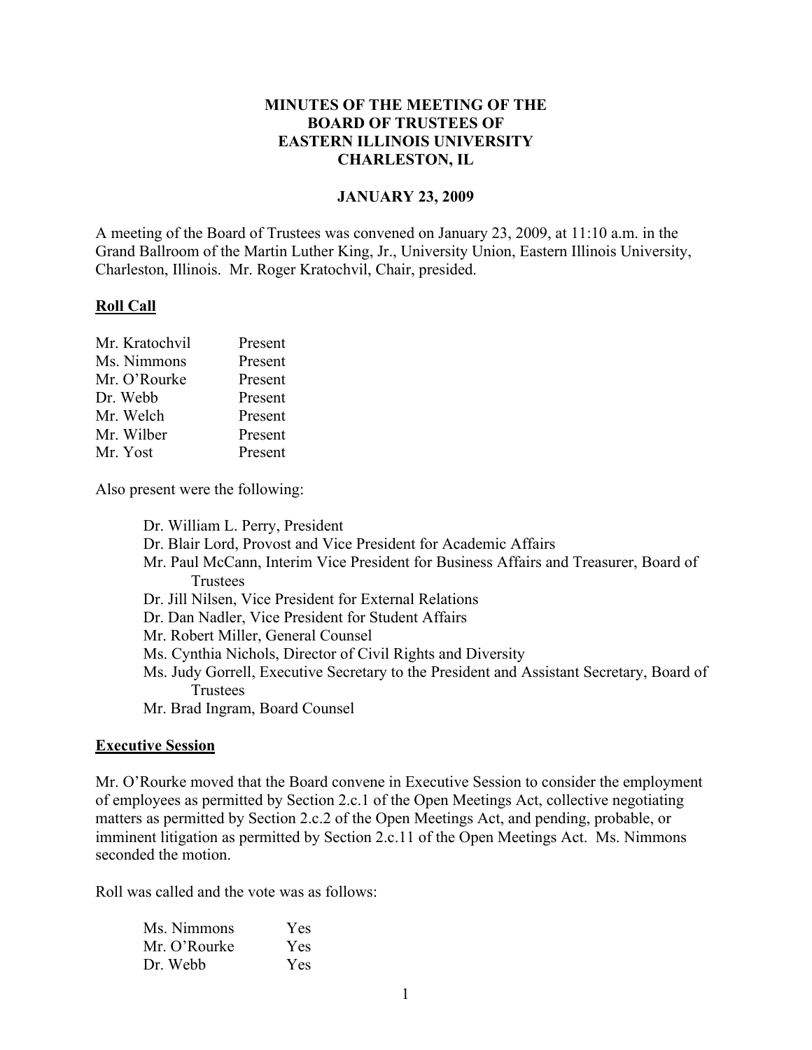**MINUTES OF THE MEETING OF THE BOARD OF TRUSTEES OF EASTERN ILLINOIS UNIVERSITY CHARLESTON, IL**

**JANUARY 23, 2009**

A meeting of the Board of Trustees was convened on January 23, 2009, at 11:10 a.m. in the Grand Ballroom of the Martin Luther King, Jr., University Union, Eastern Illinois University, Charleston, Illinois. Mr. Roger Kratochvil, Chair, presided.

**Roll Call**

| | |
|---|---|
| Mr. Kratochvil | Present |
| Ms. Nimmons | Present |
| Mr. O'Rourke | Present |
| Dr. Webb | Present |
| Mr. Welch | Present |
| Mr. Wilber | Present |
| Mr. Yost | Present |

Also present were the following:

- Dr. William L. Perry, President
- Dr. Blair Lord, Provost and Vice President for Academic Affairs
- Mr. Paul McCann, Interim Vice President for Business Affairs and Treasurer, Board of Trustees
- Dr. Jill Nilsen, Vice President for External Relations
- Dr. Dan Nadler, Vice President for Student Affairs
- Mr. Robert Miller, General Counsel
- Ms. Cynthia Nichols, Director of Civil Rights and Diversity
- Ms. Judy Gorrell, Executive Secretary to the President and Assistant Secretary, Board of Trustees
- Mr. Brad Ingram, Board Counsel

**Executive Session**

Mr. O'Rourke moved that the Board convene in Executive Session to consider the employment of employees as permitted by Section 2.c.1 of the Open Meetings Act, collective negotiating matters as permitted by Section 2.c.2 of the Open Meetings Act, and pending, probable, or imminent litigation as permitted by Section 2.c.11 of the Open Meetings Act. Ms. Nimmons seconded the motion.

Roll was called and the vote was as follows:

| | |
|---|---|
| Ms. Nimmons | Yes |
| Mr. O'Rourke | Yes |
| Dr. Webb | Yes |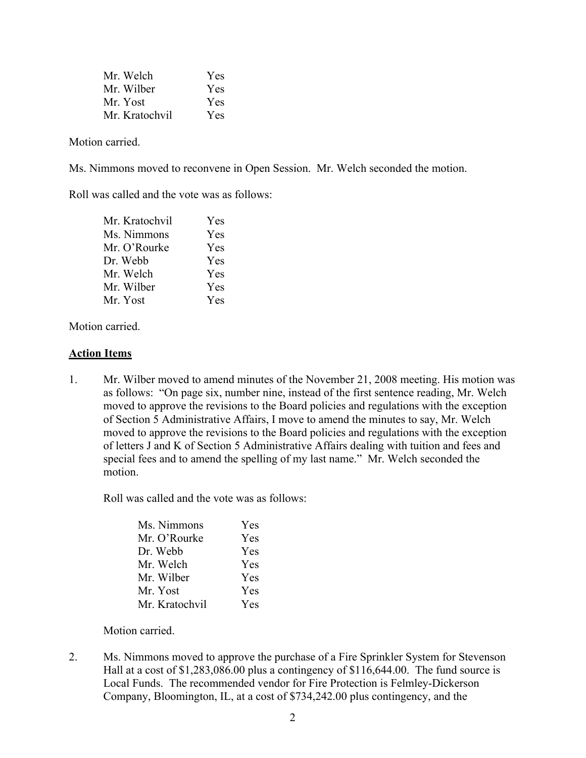| | |
|---|---|
| Mr. Welch | Yes |
| Mr. Wilber | Yes |
| Mr. Yost | Yes |
| Mr. Kratochvil | Yes |

Motion carried.

Ms. Nimmons moved to reconvene in Open Session. Mr. Welch seconded the motion.

Roll was called and the vote was as follows:

| | |
|---|---|
| Mr. Kratochvil | Yes |
| Ms. Nimmons | Yes |
| Mr. O'Rourke | Yes |
| Dr. Webb | Yes |
| Mr. Welch | Yes |
| Mr. Wilber | Yes |
| Mr. Yost | Yes |

Motion carried.

## Action Items

1. Mr. Wilber moved to amend minutes of the November 21, 2008 meeting. His motion was as follows: "On page six, number nine, instead of the first sentence reading, Mr. Welch moved to approve the revisions to the Board policies and regulations with the exception of Section 5 Administrative Affairs, I move to amend the minutes to say, Mr. Welch moved to approve the revisions to the Board policies and regulations with the exception of letters J and K of Section 5 Administrative Affairs dealing with tuition and fees and special fees and to amend the spelling of my last name." Mr. Welch seconded the motion.

   Roll was called and the vote was as follows:

   | | |
   |---|---|
   | Ms. Nimmons | Yes |
   | Mr. O'Rourke | Yes |
   | Dr. Webb | Yes |
   | Mr. Welch | Yes |
   | Mr. Wilber | Yes |
   | Mr. Yost | Yes |
   | Mr. Kratochvil | Yes |

   Motion carried.

2. Ms. Nimmons moved to approve the purchase of a Fire Sprinkler System for Stevenson Hall at a cost of $1,283,086.00 plus a contingency of $116,644.00. The fund source is Local Funds. The recommended vendor for Fire Protection is Felmley-Dickerson Company, Bloomington, IL, at a cost of $734,242.00 plus contingency, and the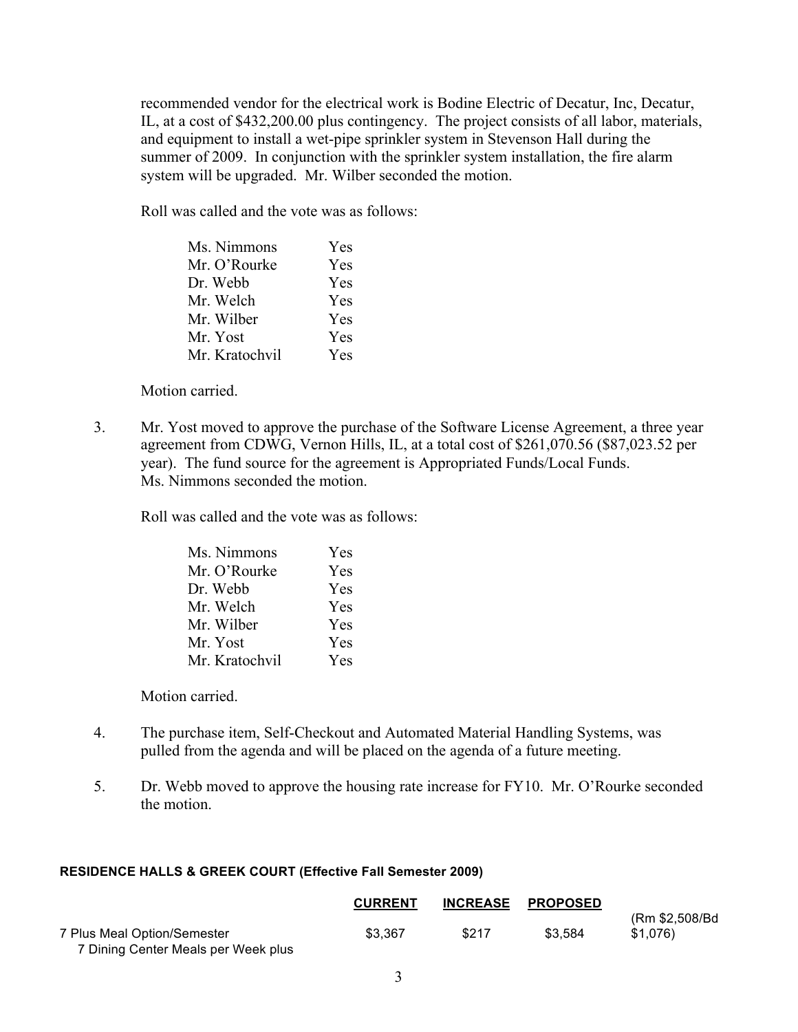recommended vendor for the electrical work is Bodine Electric of Decatur, Inc, Decatur, IL, at a cost of $432,200.00 plus contingency. The project consists of all labor, materials, and equipment to install a wet-pipe sprinkler system in Stevenson Hall during the summer of 2009. In conjunction with the sprinkler system installation, the fire alarm system will be upgraded. Mr. Wilber seconded the motion.

Roll was called and the vote was as follows:

| | |
|---|---|
| Ms. Nimmons | Yes |
| Mr. O'Rourke | Yes |
| Dr. Webb | Yes |
| Mr. Welch | Yes |
| Mr. Wilber | Yes |
| Mr. Yost | Yes |
| Mr. Kratochvil | Yes |

Motion carried.

3. Mr. Yost moved to approve the purchase of the Software License Agreement, a three year agreement from CDWG, Vernon Hills, IL, at a total cost of $261,070.56 ($87,023.52 per year). The fund source for the agreement is Appropriated Funds/Local Funds. Ms. Nimmons seconded the motion.

   Roll was called and the vote was as follows:

| | |
|---|---|
| Ms. Nimmons | Yes |
| Mr. O'Rourke | Yes |
| Dr. Webb | Yes |
| Mr. Welch | Yes |
| Mr. Wilber | Yes |
| Mr. Yost | Yes |
| Mr. Kratochvil | Yes |

   Motion carried.

4. The purchase item, Self-Checkout and Automated Material Handling Systems, was pulled from the agenda and will be placed on the agenda of a future meeting.

5. Dr. Webb moved to approve the housing rate increase for FY10. Mr. O'Rourke seconded the motion.

**RESIDENCE HALLS & GREEK COURT (Effective Fall Semester 2009)**

| | **CURRENT** | **INCREASE** | **PROPOSED** | |
|---|---|---|---|---|
| 7 Plus Meal Option/Semester<br>7 Dining Center Meals per Week plus | $3,367 | $217 | $3,584 | (Rm $2,508/Bd $1,076) |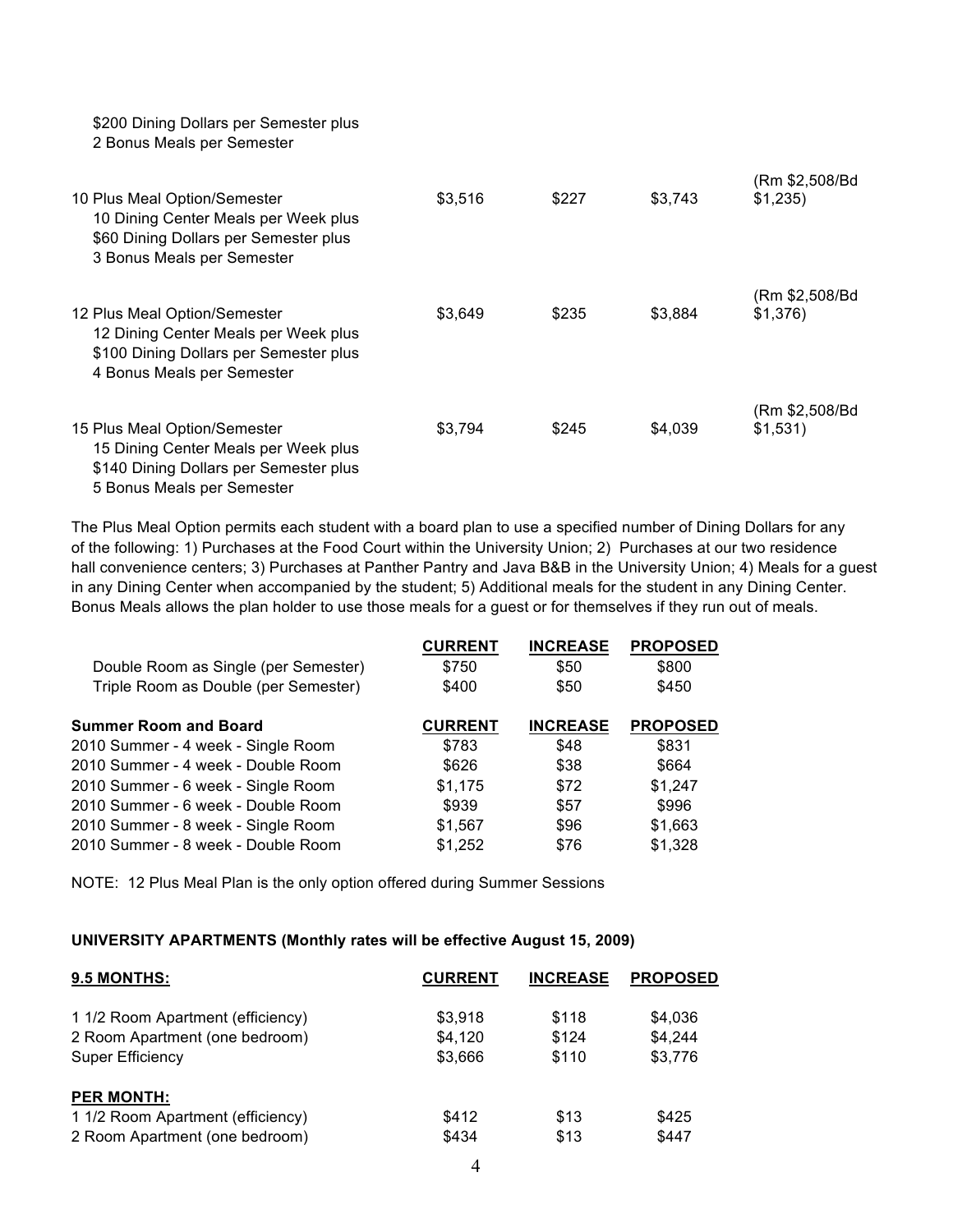| | | | | |
|---|---|---|---|---|
| \$200 Dining Dollars per Semester plus<br>2 Bonus Meals per Semester | | | | |
| 10 Plus Meal Option/Semester<br>10 Dining Center Meals per Week plus<br>\$60 Dining Dollars per Semester plus<br>3 Bonus Meals per Semester | \$3,516 | \$227 | \$3,743 | (Rm \$2,508/Bd \$1,235) |
| 12 Plus Meal Option/Semester<br>12 Dining Center Meals per Week plus<br>\$100 Dining Dollars per Semester plus<br>4 Bonus Meals per Semester | \$3,649 | \$235 | \$3,884 | (Rm \$2,508/Bd \$1,376) |
| 15 Plus Meal Option/Semester<br>15 Dining Center Meals per Week plus<br>\$140 Dining Dollars per Semester plus<br>5 Bonus Meals per Semester | \$3,794 | \$245 | \$4,039 | (Rm \$2,508/Bd \$1,531) |

The Plus Meal Option permits each student with a board plan to use a specified number of Dining Dollars for any of the following: 1) Purchases at the Food Court within the University Union; 2) Purchases at our two residence hall convenience centers; 3) Purchases at Panther Pantry and Java B&B in the University Union; 4) Meals for a guest in any Dining Center when accompanied by the student; 5) Additional meals for the student in any Dining Center. Bonus Meals allows the plan holder to use those meals for a guest or for themselves if they run out of meals.

| | **CURRENT** | **INCREASE** | **PROPOSED** |
|---|---|---|---|
| Double Room as Single (per Semester) | \$750 | \$50 | \$800 |
| Triple Room as Double (per Semester) | \$400 | \$50 | \$450 |

| **Summer Room and Board** | **CURRENT** | **INCREASE** | **PROPOSED** |
|---|---|---|---|
| 2010 Summer - 4 week - Single Room | \$783 | \$48 | \$831 |
| 2010 Summer - 4 week - Double Room | \$626 | \$38 | \$664 |
| 2010 Summer - 6 week - Single Room | \$1,175 | \$72 | \$1,247 |
| 2010 Summer - 6 week - Double Room | \$939 | \$57 | \$996 |
| 2010 Summer - 8 week - Single Room | \$1,567 | \$96 | \$1,663 |
| 2010 Summer - 8 week - Double Room | \$1,252 | \$76 | \$1,328 |

NOTE: 12 Plus Meal Plan is the only option offered during Summer Sessions

**UNIVERSITY APARTMENTS (Monthly rates will be effective August 15, 2009)**

| **9.5 MONTHS:** | **CURRENT** | **INCREASE** | **PROPOSED** |
|---|---|---|---|
| 1 1/2 Room Apartment (efficiency) | \$3,918 | \$118 | \$4,036 |
| 2 Room Apartment (one bedroom) | \$4,120 | \$124 | \$4,244 |
| Super Efficiency | \$3,666 | \$110 | \$3,776 |
| **PER MONTH:** | | | |
| 1 1/2 Room Apartment (efficiency) | \$412 | \$13 | \$425 |
| 2 Room Apartment (one bedroom) | \$434 | \$13 | \$447 |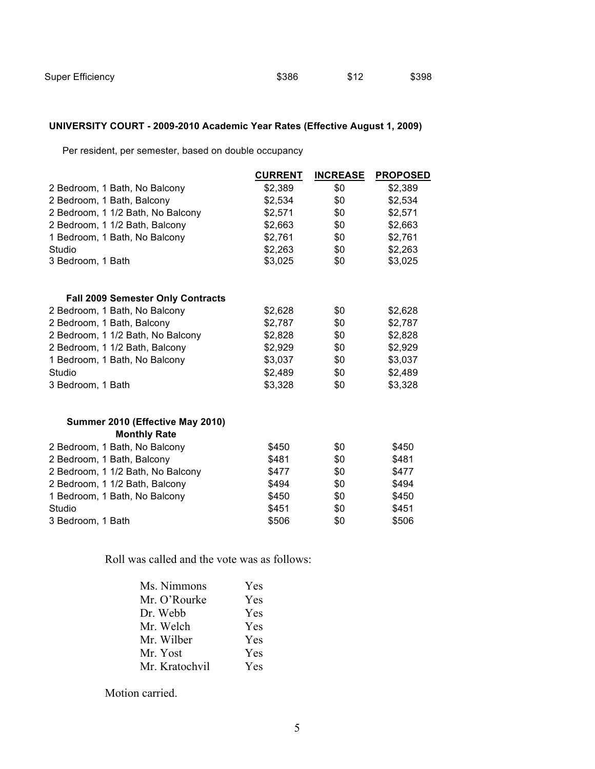| Super Efficiency | $386 | $12 | $398 |
|---|---|---|---|

**UNIVERSITY COURT - 2009-2010 Academic Year Rates (Effective August 1, 2009)**

Per resident, per semester, based on double occupancy

| | CURRENT | INCREASE | PROPOSED |
|---|---|---|---|
| 2 Bedroom, 1 Bath, No Balcony | $2,389 | $0 | $2,389 |
| 2 Bedroom, 1 Bath, Balcony | $2,534 | $0 | $2,534 |
| 2 Bedroom, 1 1/2 Bath, No Balcony | $2,571 | $0 | $2,571 |
| 2 Bedroom, 1 1/2 Bath, Balcony | $2,663 | $0 | $2,663 |
| 1 Bedroom, 1 Bath, No Balcony | $2,761 | $0 | $2,761 |
| Studio | $2,263 | $0 | $2,263 |
| 3 Bedroom, 1 Bath | $3,025 | $0 | $3,025 |
| **Fall 2009 Semester Only Contracts** | | | |
| 2 Bedroom, 1 Bath, No Balcony | $2,628 | $0 | $2,628 |
| 2 Bedroom, 1 Bath, Balcony | $2,787 | $0 | $2,787 |
| 2 Bedroom, 1 1/2 Bath, No Balcony | $2,828 | $0 | $2,828 |
| 2 Bedroom, 1 1/2 Bath, Balcony | $2,929 | $0 | $2,929 |
| 1 Bedroom, 1 Bath, No Balcony | $3,037 | $0 | $3,037 |
| Studio | $2,489 | $0 | $2,489 |
| 3 Bedroom, 1 Bath | $3,328 | $0 | $3,328 |
| **Summer 2010 (Effective May 2010) Monthly Rate** | | | |
| 2 Bedroom, 1 Bath, No Balcony | $450 | $0 | $450 |
| 2 Bedroom, 1 Bath, Balcony | $481 | $0 | $481 |
| 2 Bedroom, 1 1/2 Bath, No Balcony | $477 | $0 | $477 |
| 2 Bedroom, 1 1/2 Bath, Balcony | $494 | $0 | $494 |
| 1 Bedroom, 1 Bath, No Balcony | $450 | $0 | $450 |
| Studio | $451 | $0 | $451 |
| 3 Bedroom, 1 Bath | $506 | $0 | $506 |

Roll was called and the vote was as follows:

| | |
|---|---|
| Ms. Nimmons | Yes |
| Mr. O'Rourke | Yes |
| Dr. Webb | Yes |
| Mr. Welch | Yes |
| Mr. Wilber | Yes |
| Mr. Yost | Yes |
| Mr. Kratochvil | Yes |

Motion carried.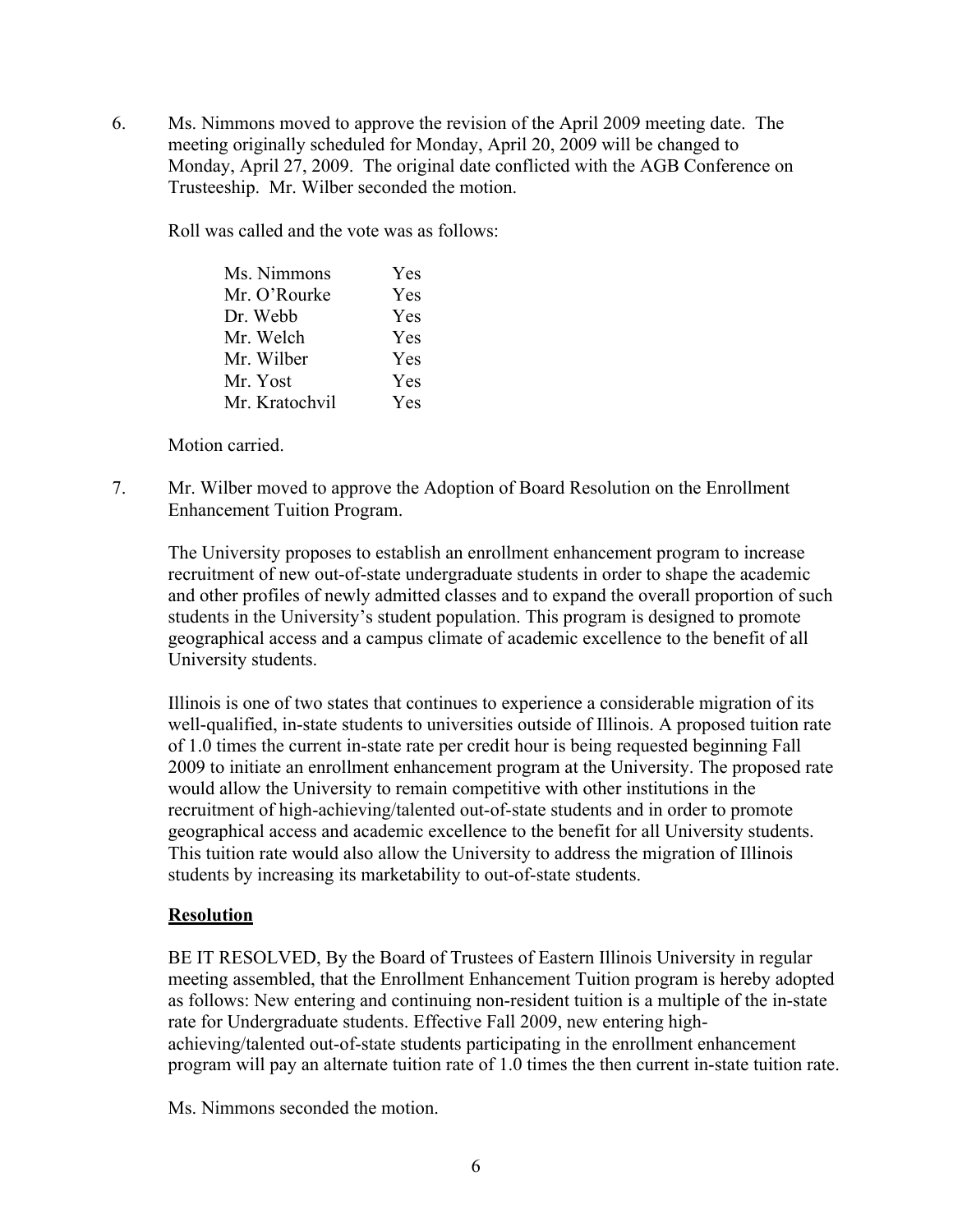6. Ms. Nimmons moved to approve the revision of the April 2009 meeting date. The meeting originally scheduled for Monday, April 20, 2009 will be changed to Monday, April 27, 2009. The original date conflicted with the AGB Conference on Trusteeship. Mr. Wilber seconded the motion.

   Roll was called and the vote was as follows:

   | | |
   |---|---|
   | Ms. Nimmons | Yes |
   | Mr. O'Rourke | Yes |
   | Dr. Webb | Yes |
   | Mr. Welch | Yes |
   | Mr. Wilber | Yes |
   | Mr. Yost | Yes |
   | Mr. Kratochvil | Yes |

   Motion carried.

7. Mr. Wilber moved to approve the Adoption of Board Resolution on the Enrollment Enhancement Tuition Program.

   The University proposes to establish an enrollment enhancement program to increase recruitment of new out-of-state undergraduate students in order to shape the academic and other profiles of newly admitted classes and to expand the overall proportion of such students in the University's student population. This program is designed to promote geographical access and a campus climate of academic excellence to the benefit of all University students.

   Illinois is one of two states that continues to experience a considerable migration of its well-qualified, in-state students to universities outside of Illinois. A proposed tuition rate of 1.0 times the current in-state rate per credit hour is being requested beginning Fall 2009 to initiate an enrollment enhancement program at the University. The proposed rate would allow the University to remain competitive with other institutions in the recruitment of high-achieving/talented out-of-state students and in order to promote geographical access and academic excellence to the benefit for all University students. This tuition rate would also allow the University to address the migration of Illinois students by increasing its marketability to out-of-state students.

   **Resolution**

   BE IT RESOLVED, By the Board of Trustees of Eastern Illinois University in regular meeting assembled, that the Enrollment Enhancement Tuition program is hereby adopted as follows: New entering and continuing non-resident tuition is a multiple of the in-state rate for Undergraduate students. Effective Fall 2009, new entering high-achieving/talented out-of-state students participating in the enrollment enhancement program will pay an alternate tuition rate of 1.0 times the then current in-state tuition rate.

   Ms. Nimmons seconded the motion.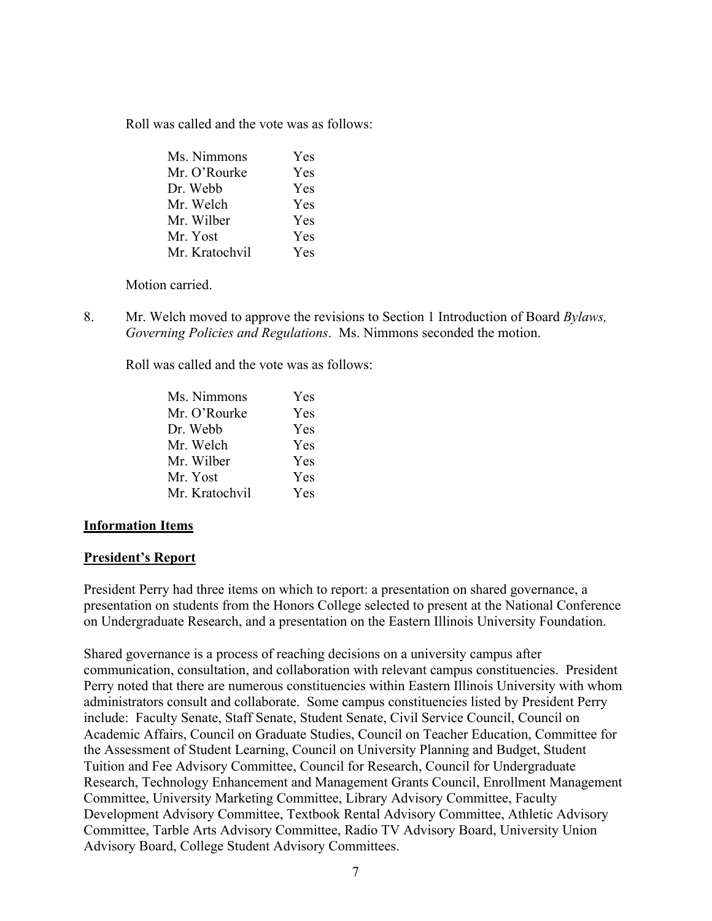Roll was called and the vote was as follows:

| | |
|---|---|
| Ms. Nimmons | Yes |
| Mr. O'Rourke | Yes |
| Dr. Webb | Yes |
| Mr. Welch | Yes |
| Mr. Wilber | Yes |
| Mr. Yost | Yes |
| Mr. Kratochvil | Yes |

Motion carried.

8. Mr. Welch moved to approve the revisions to Section 1 Introduction of Board *Bylaws, Governing Policies and Regulations*. Ms. Nimmons seconded the motion.

Roll was called and the vote was as follows:

| | |
|---|---|
| Ms. Nimmons | Yes |
| Mr. O'Rourke | Yes |
| Dr. Webb | Yes |
| Mr. Welch | Yes |
| Mr. Wilber | Yes |
| Mr. Yost | Yes |
| Mr. Kratochvil | Yes |

**Information Items**

**President's Report**

President Perry had three items on which to report: a presentation on shared governance, a presentation on students from the Honors College selected to present at the National Conference on Undergraduate Research, and a presentation on the Eastern Illinois University Foundation.

Shared governance is a process of reaching decisions on a university campus after communication, consultation, and collaboration with relevant campus constituencies. President Perry noted that there are numerous constituencies within Eastern Illinois University with whom administrators consult and collaborate. Some campus constituencies listed by President Perry include: Faculty Senate, Staff Senate, Student Senate, Civil Service Council, Council on Academic Affairs, Council on Graduate Studies, Council on Teacher Education, Committee for the Assessment of Student Learning, Council on University Planning and Budget, Student Tuition and Fee Advisory Committee, Council for Research, Council for Undergraduate Research, Technology Enhancement and Management Grants Council, Enrollment Management Committee, University Marketing Committee, Library Advisory Committee, Faculty Development Advisory Committee, Textbook Rental Advisory Committee, Athletic Advisory Committee, Tarble Arts Advisory Committee, Radio TV Advisory Board, University Union Advisory Board, College Student Advisory Committees.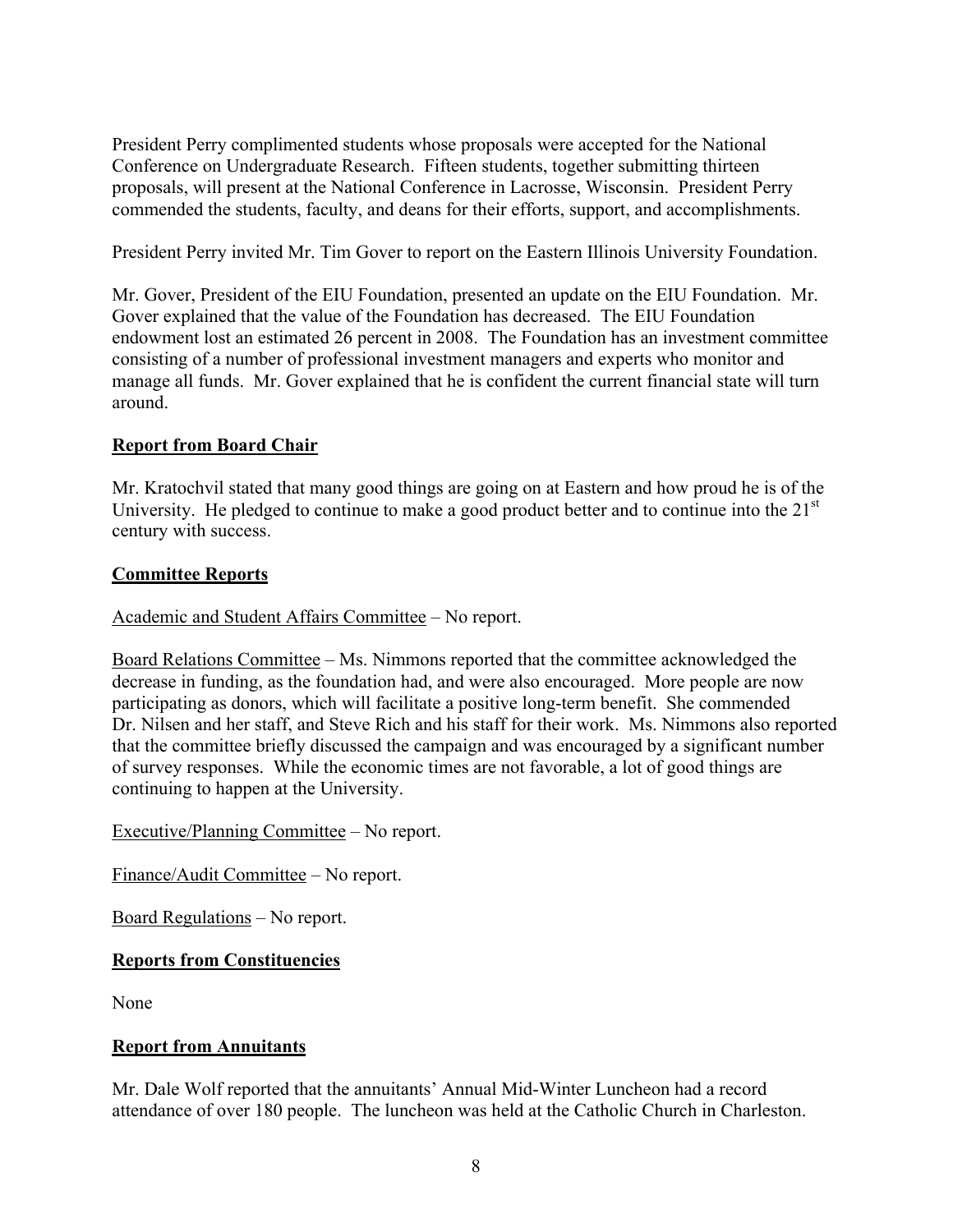President Perry complimented students whose proposals were accepted for the National Conference on Undergraduate Research. Fifteen students, together submitting thirteen proposals, will present at the National Conference in Lacrosse, Wisconsin. President Perry commended the students, faculty, and deans for their efforts, support, and accomplishments.

President Perry invited Mr. Tim Gover to report on the Eastern Illinois University Foundation.

Mr. Gover, President of the EIU Foundation, presented an update on the EIU Foundation. Mr. Gover explained that the value of the Foundation has decreased. The EIU Foundation endowment lost an estimated 26 percent in 2008. The Foundation has an investment committee consisting of a number of professional investment managers and experts who monitor and manage all funds. Mr. Gover explained that he is confident the current financial state will turn around.

**Report from Board Chair**

Mr. Kratochvil stated that many good things are going on at Eastern and how proud he is of the University. He pledged to continue to make a good product better and to continue into the 21st century with success.

**Committee Reports**

Academic and Student Affairs Committee – No report.

Board Relations Committee – Ms. Nimmons reported that the committee acknowledged the decrease in funding, as the foundation had, and were also encouraged. More people are now participating as donors, which will facilitate a positive long-term benefit. She commended Dr. Nilsen and her staff, and Steve Rich and his staff for their work. Ms. Nimmons also reported that the committee briefly discussed the campaign and was encouraged by a significant number of survey responses. While the economic times are not favorable, a lot of good things are continuing to happen at the University.

Executive/Planning Committee – No report.

Finance/Audit Committee – No report.

Board Regulations – No report.

**Reports from Constituencies**

None

**Report from Annuitants**

Mr. Dale Wolf reported that the annuitants' Annual Mid-Winter Luncheon had a record attendance of over 180 people. The luncheon was held at the Catholic Church in Charleston.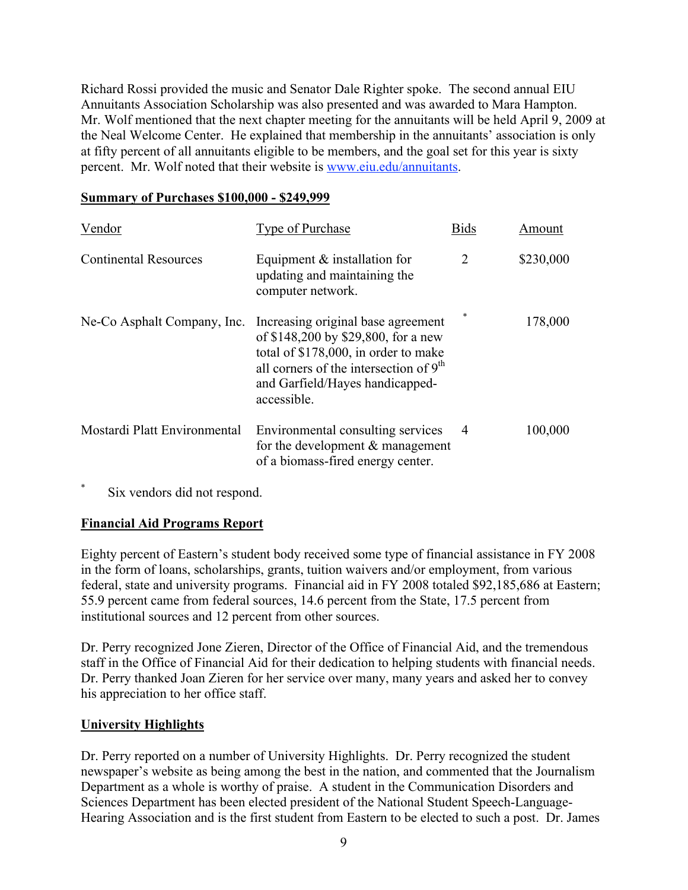Richard Rossi provided the music and Senator Dale Righter spoke. The second annual EIU Annuitants Association Scholarship was also presented and was awarded to Mara Hampton. Mr. Wolf mentioned that the next chapter meeting for the annuitants will be held April 9, 2009 at the Neal Welcome Center. He explained that membership in the annuitants' association is only at fifty percent of all annuitants eligible to be members, and the goal set for this year is sixty percent. Mr. Wolf noted that their website is [www.eiu.edu/annuitants](http://www.eiu.edu/annuitants).

**Summary of Purchases $100,000 - $249,999**

| Vendor | Type of Purchase | Bids | Amount |
|---|---|---|---|
| Continental Resources | Equipment & installation for updating and maintaining the computer network. | 2 | $230,000 |
| Ne-Co Asphalt Company, Inc. | Increasing original base agreement of $148,200 by $29,800, for a new total of $178,000, in order to make all corners of the intersection of 9th and Garfield/Hayes handicapped-accessible. | * | 178,000 |
| Mostardi Platt Environmental | Environmental consulting services for the development & management of a biomass-fired energy center. | 4 | 100,000 |

\* Six vendors did not respond.

**Financial Aid Programs Report**

Eighty percent of Eastern's student body received some type of financial assistance in FY 2008 in the form of loans, scholarships, grants, tuition waivers and/or employment, from various federal, state and university programs. Financial aid in FY 2008 totaled $92,185,686 at Eastern; 55.9 percent came from federal sources, 14.6 percent from the State, 17.5 percent from institutional sources and 12 percent from other sources.

Dr. Perry recognized Jone Zieren, Director of the Office of Financial Aid, and the tremendous staff in the Office of Financial Aid for their dedication to helping students with financial needs. Dr. Perry thanked Joan Zieren for her service over many, many years and asked her to convey his appreciation to her office staff.

**University Highlights**

Dr. Perry reported on a number of University Highlights. Dr. Perry recognized the student newspaper's website as being among the best in the nation, and commented that the Journalism Department as a whole is worthy of praise. A student in the Communication Disorders and Sciences Department has been elected president of the National Student Speech-Language-Hearing Association and is the first student from Eastern to be elected to such a post. Dr. James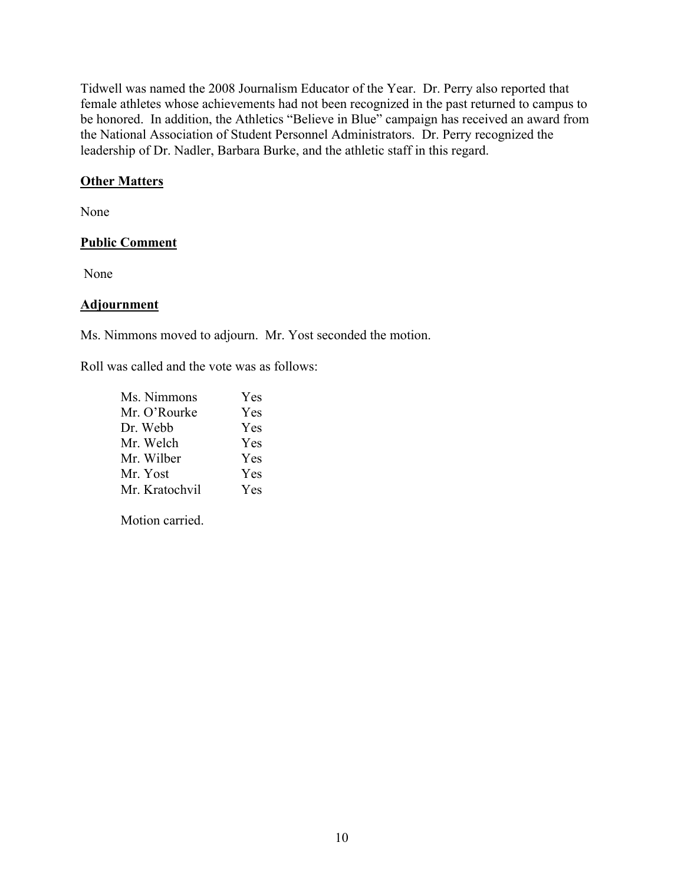Tidwell was named the 2008 Journalism Educator of the Year. Dr. Perry also reported that female athletes whose achievements had not been recognized in the past returned to campus to be honored. In addition, the Athletics "Believe in Blue" campaign has received an award from the National Association of Student Personnel Administrators. Dr. Perry recognized the leadership of Dr. Nadler, Barbara Burke, and the athletic staff in this regard.

**Other Matters**

None

**Public Comment**

None

**Adjournment**

Ms. Nimmons moved to adjourn. Mr. Yost seconded the motion.

Roll was called and the vote was as follows:

| | |
|---|---|
| Ms. Nimmons | Yes |
| Mr. O'Rourke | Yes |
| Dr. Webb | Yes |
| Mr. Welch | Yes |
| Mr. Wilber | Yes |
| Mr. Yost | Yes |
| Mr. Kratochvil | Yes |

Motion carried.